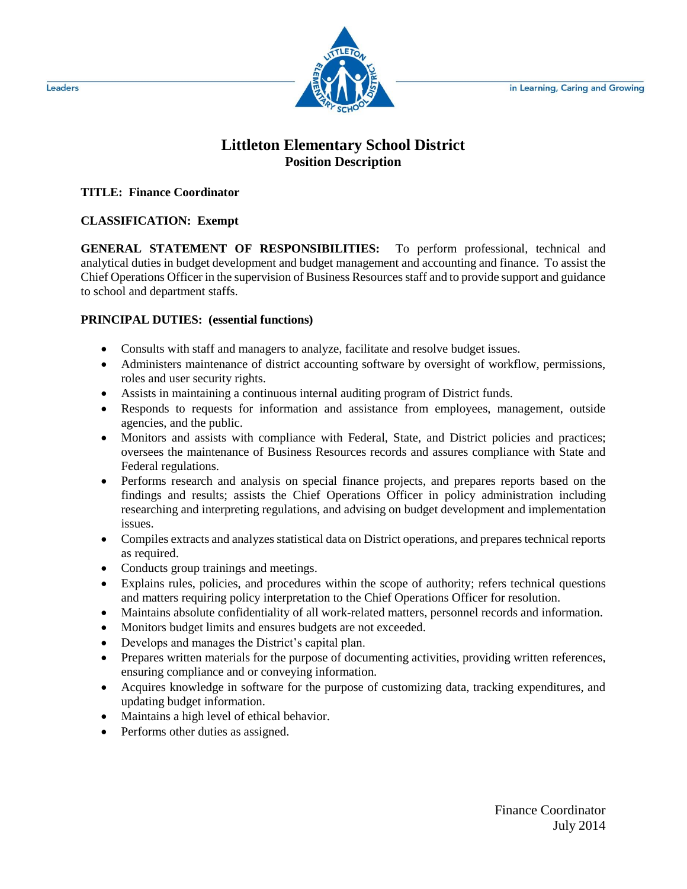# Littleton Elementary School District

## Position Description

**TITLE: Finance Coordinator**

**CLASSIFICATION: Exempt**

**GENERAL STATEMENT OF RESPONSIBILITIES:** To perform professional, technical and analytical duties in budget development and budget management and accounting and finance. To assist the Chief Operations Officer in the supervision of Business Resources staff and to provide support and guidance to school and department staffs.

**PRINCIPAL DUTIES: (essential functions)**

- Consults with staff and managers to analyze, facilitate and resolve budget issues.
- Administers maintenance of district accounting software by oversight of workflow, permissions, roles and user security rights.
- Assists in maintaining a continuous internal auditing program of District funds.
- Responds to requests for information and assistance from employees, management, outside agencies, and the public.
- Monitors and assists with compliance with Federal, State, and District policies and practices; oversees the maintenance of Business Resources records and assures compliance with State and Federal regulations.
- Performs research and analysis on special finance projects, and prepares reports based on the findings and results; assists the Chief Operations Officer in policy administration including researching and interpreting regulations, and advising on budget development and implementation issues.
- Compiles extracts and analyzes statistical data on District operations, and prepares technical reports as required.
- Conducts group trainings and meetings.
- Explains rules, policies, and procedures within the scope of authority; refers technical questions and matters requiring policy interpretation to the Chief Operations Officer for resolution.
- Maintains absolute confidentiality of all work-related matters, personnel records and information.
- Monitors budget limits and ensures budgets are not exceeded.
- Develops and manages the District's capital plan.
- Prepares written materials for the purpose of documenting activities, providing written references, ensuring compliance and or conveying information.
- Acquires knowledge in software for the purpose of customizing data, tracking expenditures, and updating budget information.
- Maintains a high level of ethical behavior.
- Performs other duties as assigned.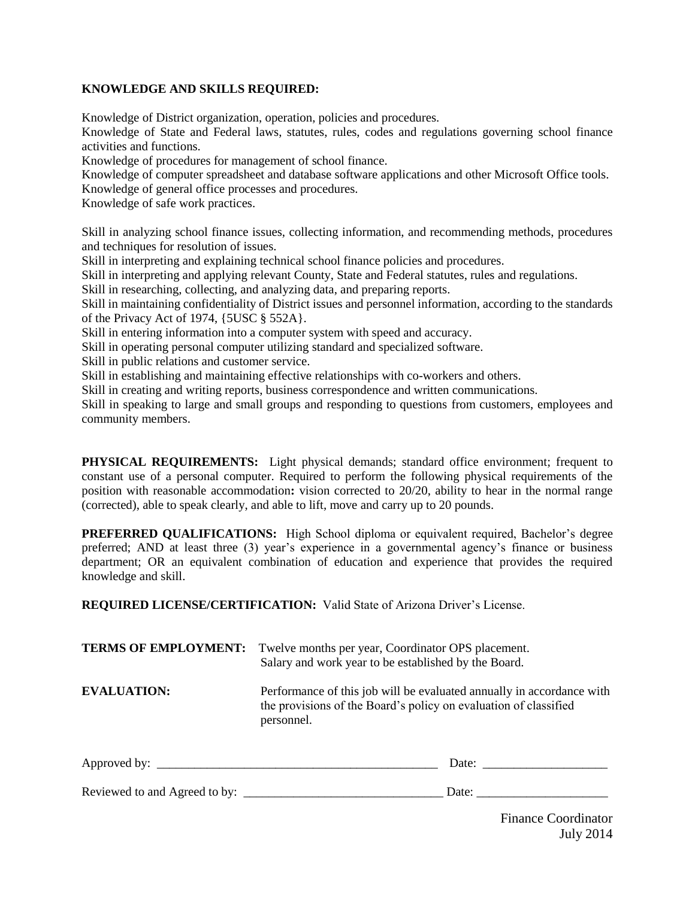**KNOWLEDGE AND SKILLS REQUIRED:**

Knowledge of District organization, operation, policies and procedures.
Knowledge of State and Federal laws, statutes, rules, codes and regulations governing school finance activities and functions.
Knowledge of procedures for management of school finance.
Knowledge of computer spreadsheet and database software applications and other Microsoft Office tools.
Knowledge of general office processes and procedures.
Knowledge of safe work practices.

Skill in analyzing school finance issues, collecting information, and recommending methods, procedures and techniques for resolution of issues.
Skill in interpreting and explaining technical school finance policies and procedures.
Skill in interpreting and applying relevant County, State and Federal statutes, rules and regulations.
Skill in researching, collecting, and analyzing data, and preparing reports.
Skill in maintaining confidentiality of District issues and personnel information, according to the standards of the Privacy Act of 1974, {5USC § 552A}.
Skill in entering information into a computer system with speed and accuracy.
Skill in operating personal computer utilizing standard and specialized software.
Skill in public relations and customer service.
Skill in establishing and maintaining effective relationships with co-workers and others.
Skill in creating and writing reports, business correspondence and written communications.
Skill in speaking to large and small groups and responding to questions from customers, employees and community members.

**PHYSICAL REQUIREMENTS:** Light physical demands; standard office environment; frequent to constant use of a personal computer. Required to perform the following physical requirements of the position with reasonable accommodation**:** vision corrected to 20/20, ability to hear in the normal range (corrected), able to speak clearly, and able to lift, move and carry up to 20 pounds.

**PREFERRED QUALIFICATIONS:** High School diploma or equivalent required, Bachelor's degree preferred; AND at least three (3) year's experience in a governmental agency's finance or business department; OR an equivalent combination of education and experience that provides the required knowledge and skill.

**REQUIRED LICENSE/CERTIFICATION:** Valid State of Arizona Driver's License.

**TERMS OF EMPLOYMENT:** Twelve months per year, Coordinator OPS placement. Salary and work year to be established by the Board.

**EVALUATION:** Performance of this job will be evaluated annually in accordance with the provisions of the Board's policy on evaluation of classified personnel.

Approved by: _______________________________________________ Date: ____________________

Reviewed to and Agreed to by: ________________________________ Date: _____________________

Finance Coordinator
July 2014